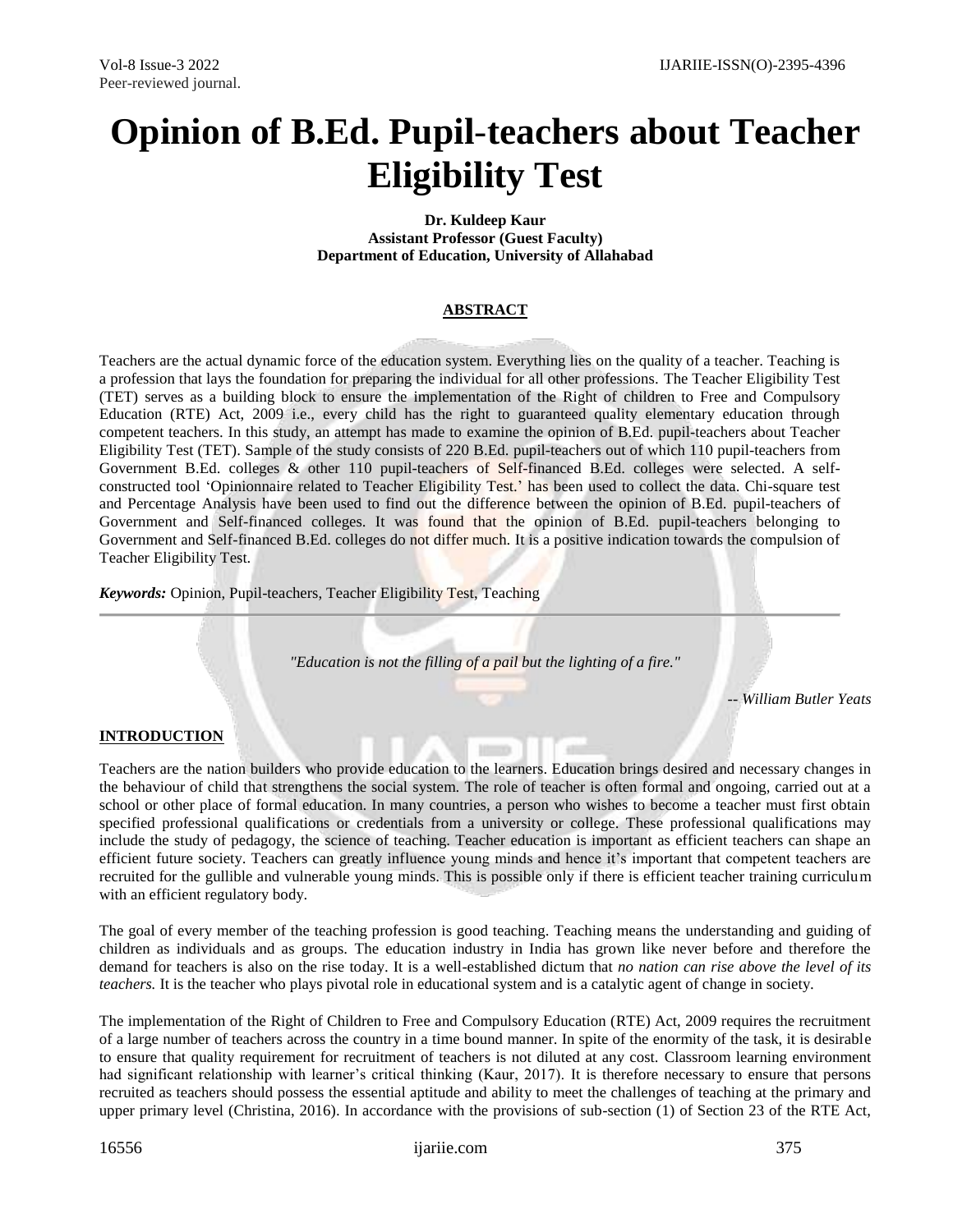# Opinion of B.Ed. Pupil-teachers about Teacher Eligibility Test

**Dr. Kuldeep Kaur**
**Assistant Professor (Guest Faculty)**
**Department of Education, University of Allahabad**

## ABSTRACT

Teachers are the actual dynamic force of the education system. Everything lies on the quality of a teacher. Teaching is a profession that lays the foundation for preparing the individual for all other professions. The Teacher Eligibility Test (TET) serves as a building block to ensure the implementation of the Right of children to Free and Compulsory Education (RTE) Act, 2009 i.e., every child has the right to guaranteed quality elementary education through competent teachers. In this study, an attempt has made to examine the opinion of B.Ed. pupil-teachers about Teacher Eligibility Test (TET). Sample of the study consists of 220 B.Ed. pupil-teachers out of which 110 pupil-teachers from Government B.Ed. colleges & other 110 pupil-teachers of Self-financed B.Ed. colleges were selected. A self-constructed tool 'Opinionnaire related to Teacher Eligibility Test.' has been used to collect the data. Chi-square test and Percentage Analysis have been used to find out the difference between the opinion of B.Ed. pupil-teachers of Government and Self-financed colleges. It was found that the opinion of B.Ed. pupil-teachers belonging to Government and Self-financed B.Ed. colleges do not differ much. It is a positive indication towards the compulsion of Teacher Eligibility Test.

***Keywords:*** Opinion, Pupil-teachers, Teacher Eligibility Test, Teaching

---

*"Education is not the filling of a pail but the lighting of a fire."*

*-- William Butler Yeats*

## INTRODUCTION

Teachers are the nation builders who provide education to the learners. Education brings desired and necessary changes in the behaviour of child that strengthens the social system. The role of teacher is often formal and ongoing, carried out at a school or other place of formal education. In many countries, a person who wishes to become a teacher must first obtain specified professional qualifications or credentials from a university or college. These professional qualifications may include the study of pedagogy, the science of teaching. Teacher education is important as efficient teachers can shape an efficient future society. Teachers can greatly influence young minds and hence it's important that competent teachers are recruited for the gullible and vulnerable young minds. This is possible only if there is efficient teacher training curriculum with an efficient regulatory body.

The goal of every member of the teaching profession is good teaching. Teaching means the understanding and guiding of children as individuals and as groups. The education industry in India has grown like never before and therefore the demand for teachers is also on the rise today. It is a well-established dictum that *no nation can rise above the level of its teachers.* It is the teacher who plays pivotal role in educational system and is a catalytic agent of change in society.

The implementation of the Right of Children to Free and Compulsory Education (RTE) Act, 2009 requires the recruitment of a large number of teachers across the country in a time bound manner. In spite of the enormity of the task, it is desirable to ensure that quality requirement for recruitment of teachers is not diluted at any cost. Classroom learning environment had significant relationship with learner's critical thinking (Kaur, 2017). It is therefore necessary to ensure that persons recruited as teachers should possess the essential aptitude and ability to meet the challenges of teaching at the primary and upper primary level (Christina, 2016). In accordance with the provisions of sub-section (1) of Section 23 of the RTE Act,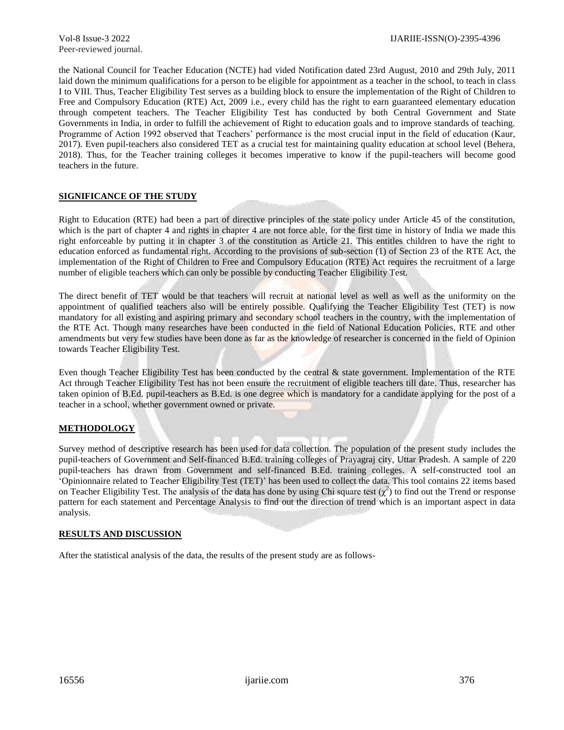the National Council for Teacher Education (NCTE) had vided Notification dated 23rd August, 2010 and 29th July, 2011 laid down the minimum qualifications for a person to be eligible for appointment as a teacher in the school, to teach in class I to VIII. Thus, Teacher Eligibility Test serves as a building block to ensure the implementation of the Right of Children to Free and Compulsory Education (RTE) Act, 2009 i.e., every child has the right to earn guaranteed elementary education through competent teachers. The Teacher Eligibility Test has conducted by both Central Government and State Governments in India, in order to fulfill the achievement of Right to education goals and to improve standards of teaching. Programme of Action 1992 observed that Teachers' performance is the most crucial input in the field of education (Kaur, 2017). Even pupil-teachers also considered TET as a crucial test for maintaining quality education at school level (Behera, 2018). Thus, for the Teacher training colleges it becomes imperative to know if the pupil-teachers will become good teachers in the future.

## SIGNIFICANCE OF THE STUDY

Right to Education (RTE) had been a part of directive principles of the state policy under Article 45 of the constitution, which is the part of chapter 4 and rights in chapter 4 are not force able, for the first time in history of India we made this right enforceable by putting it in chapter 3 of the constitution as Article 21. This entitles children to have the right to education enforced as fundamental right. According to the provisions of sub-section (1) of Section 23 of the RTE Act, the implementation of the Right of Children to Free and Compulsory Education (RTE) Act requires the recruitment of a large number of eligible teachers which can only be possible by conducting Teacher Eligibility Test.

The direct benefit of TET would be that teachers will recruit at national level as well as well as the uniformity on the appointment of qualified teachers also will be entirely possible. Qualifying the Teacher Eligibility Test (TET) is now mandatory for all existing and aspiring primary and secondary school teachers in the country, with the implementation of the RTE Act. Though many researches have been conducted in the field of National Education Policies, RTE and other amendments but very few studies have been done as far as the knowledge of researcher is concerned in the field of Opinion towards Teacher Eligibility Test.

Even though Teacher Eligibility Test has been conducted by the central & state government. Implementation of the RTE Act through Teacher Eligibility Test has not been ensure the recruitment of eligible teachers till date. Thus, researcher has taken opinion of B.Ed. pupil-teachers as B.Ed. is one degree which is mandatory for a candidate applying for the post of a teacher in a school, whether government owned or private.

## METHODOLOGY

Survey method of descriptive research has been used for data collection. The population of the present study includes the pupil-teachers of Government and Self-financed B.Ed. training colleges of Prayagraj city, Uttar Pradesh. A sample of 220 pupil-teachers has drawn from Government and self-financed B.Ed. training colleges. A self-constructed tool an 'Opinionnaire related to Teacher Eligibility Test (TET)' has been used to collect the data. This tool contains 22 items based on Teacher Eligibility Test. The analysis of the data has done by using Chi square test ($\chi^2$) to find out the Trend or response pattern for each statement and Percentage Analysis to find out the direction of trend which is an important aspect in data analysis.

## RESULTS AND DISCUSSION

After the statistical analysis of the data, the results of the present study are as follows-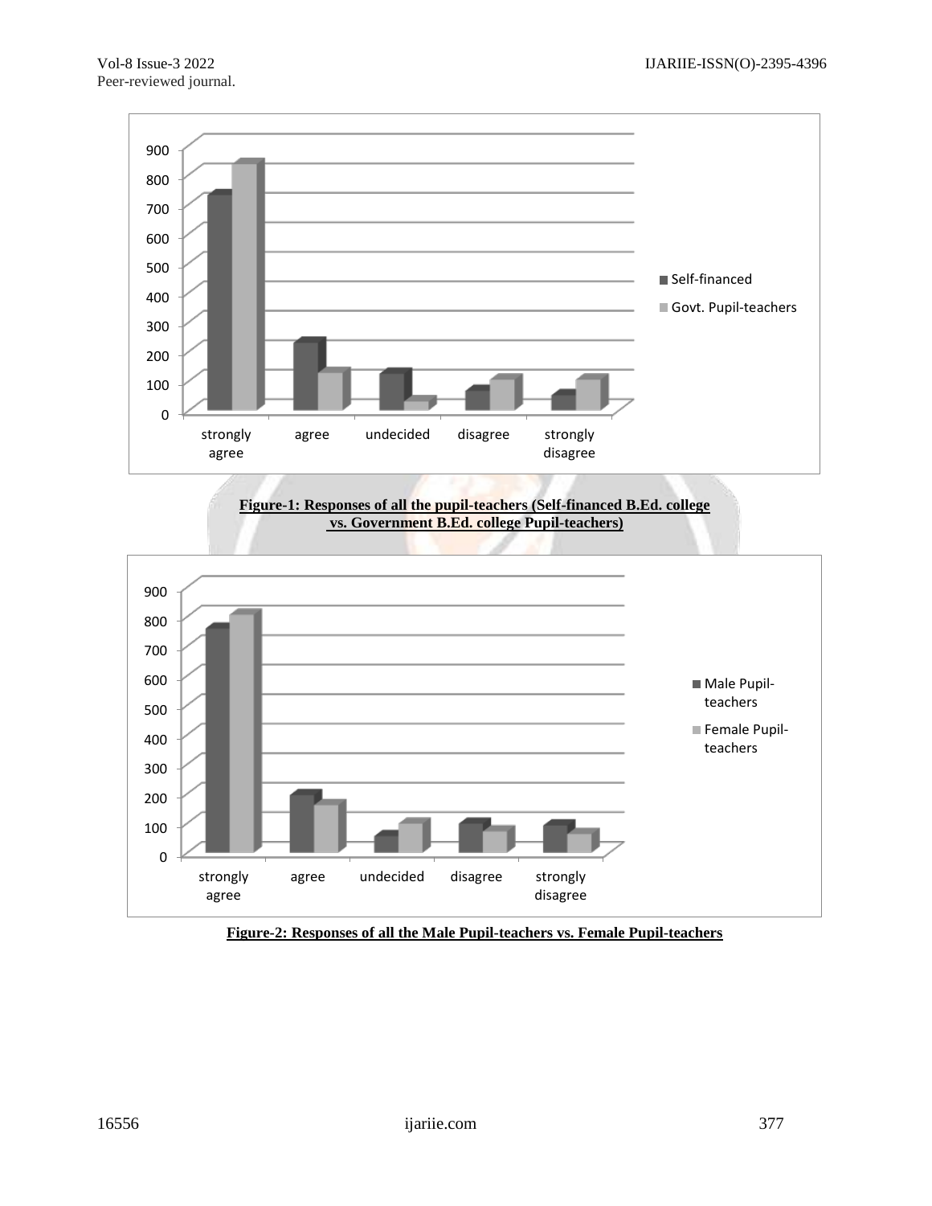Figure-1: Responses of all the pupil-teachers (Self-financed B.Ed. college vs. Government B.Ed. college Pupil-teachers)

Figure-2: Responses of all the Male Pupil-teachers vs. Female Pupil-teachers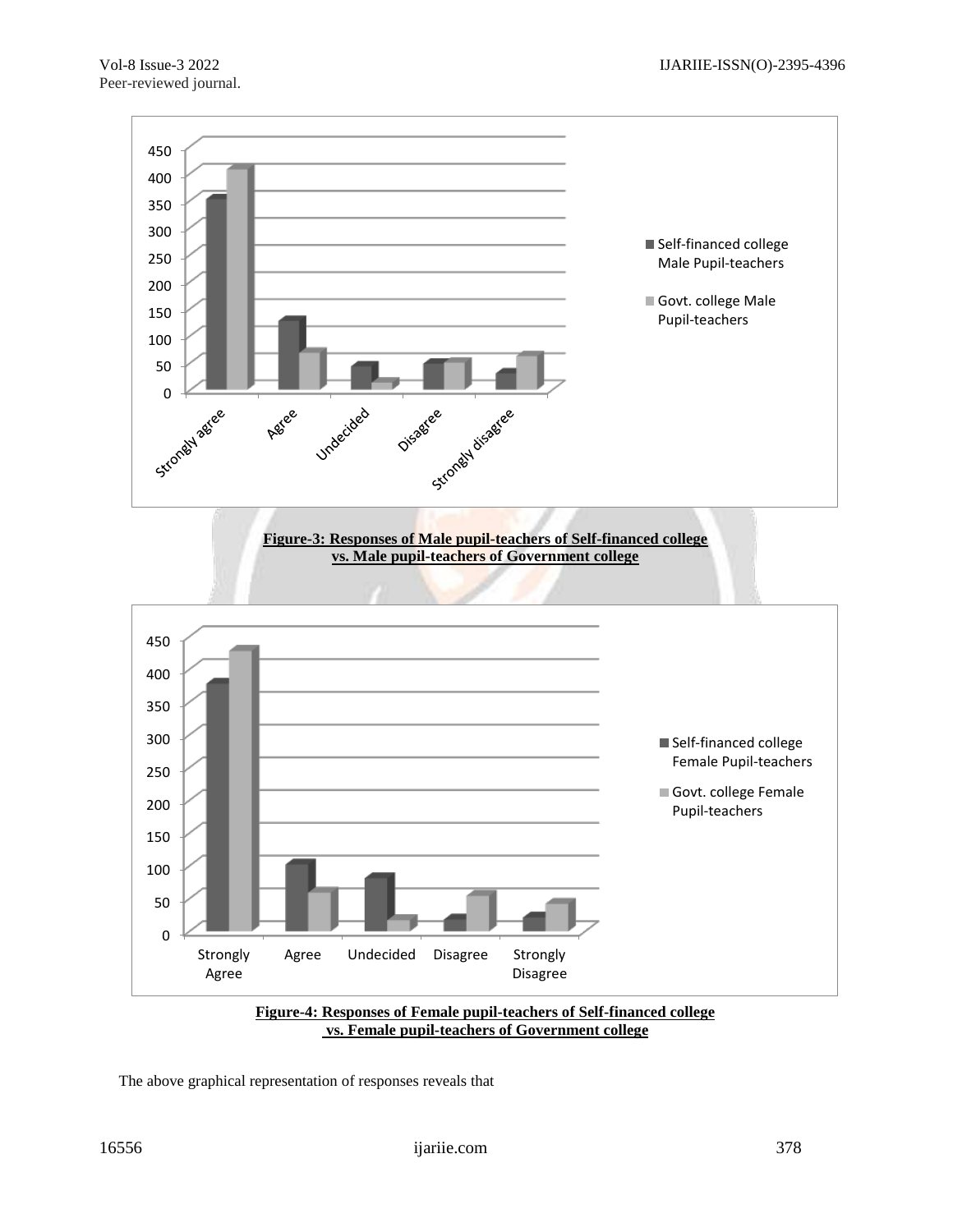**Figure-3: Responses of Male pupil-teachers of Self-financed college vs. Male pupil-teachers of Government college**

**Figure-4: Responses of Female pupil-teachers of Self-financed college vs. Female pupil-teachers of Government college**

The above graphical representation of responses reveals that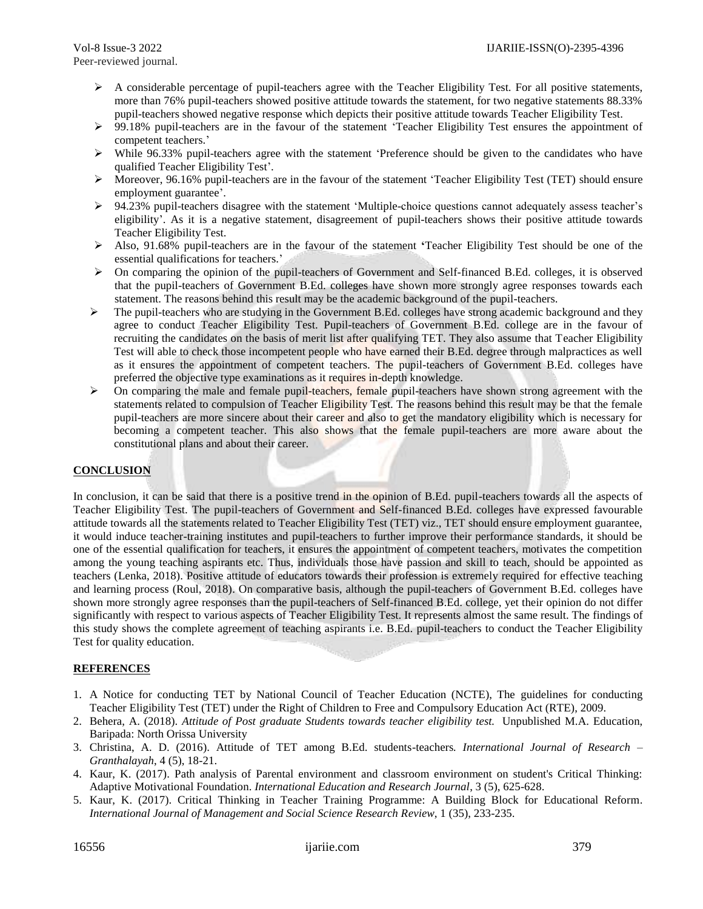- A considerable percentage of pupil-teachers agree with the Teacher Eligibility Test. For all positive statements, more than 76% pupil-teachers showed positive attitude towards the statement, for two negative statements 88.33% pupil-teachers showed negative response which depicts their positive attitude towards Teacher Eligibility Test.
- 99.18% pupil-teachers are in the favour of the statement 'Teacher Eligibility Test ensures the appointment of competent teachers.'
- While 96.33% pupil-teachers agree with the statement 'Preference should be given to the candidates who have qualified Teacher Eligibility Test'.
- Moreover, 96.16% pupil-teachers are in the favour of the statement 'Teacher Eligibility Test (TET) should ensure employment guarantee'.
- 94.23% pupil-teachers disagree with the statement 'Multiple-choice questions cannot adequately assess teacher's eligibility'. As it is a negative statement, disagreement of pupil-teachers shows their positive attitude towards Teacher Eligibility Test.
- Also, 91.68% pupil-teachers are in the favour of the statement 'Teacher Eligibility Test should be one of the essential qualifications for teachers.'
- On comparing the opinion of the pupil-teachers of Government and Self-financed B.Ed. colleges, it is observed that the pupil-teachers of Government B.Ed. colleges have shown more strongly agree responses towards each statement. The reasons behind this result may be the academic background of the pupil-teachers.
- The pupil-teachers who are studying in the Government B.Ed. colleges have strong academic background and they agree to conduct Teacher Eligibility Test. Pupil-teachers of Government B.Ed. college are in the favour of recruiting the candidates on the basis of merit list after qualifying TET. They also assume that Teacher Eligibility Test will able to check those incompetent people who have earned their B.Ed. degree through malpractices as well as it ensures the appointment of competent teachers. The pupil-teachers of Government B.Ed. colleges have preferred the objective type examinations as it requires in-depth knowledge.
- On comparing the male and female pupil-teachers, female pupil-teachers have shown strong agreement with the statements related to compulsion of Teacher Eligibility Test. The reasons behind this result may be that the female pupil-teachers are more sincere about their career and also to get the mandatory eligibility which is necessary for becoming a competent teacher. This also shows that the female pupil-teachers are more aware about the constitutional plans and about their career.

## CONCLUSION

In conclusion, it can be said that there is a positive trend in the opinion of B.Ed. pupil-teachers towards all the aspects of Teacher Eligibility Test. The pupil-teachers of Government and Self-financed B.Ed. colleges have expressed favourable attitude towards all the statements related to Teacher Eligibility Test (TET) viz., TET should ensure employment guarantee, it would induce teacher-training institutes and pupil-teachers to further improve their performance standards, it should be one of the essential qualification for teachers, it ensures the appointment of competent teachers, motivates the competition among the young teaching aspirants etc. Thus, individuals those have passion and skill to teach, should be appointed as teachers (Lenka, 2018). Positive attitude of educators towards their profession is extremely required for effective teaching and learning process (Roul, 2018). On comparative basis, although the pupil-teachers of Government B.Ed. colleges have shown more strongly agree responses than the pupil-teachers of Self-financed B.Ed. college, yet their opinion do not differ significantly with respect to various aspects of Teacher Eligibility Test. It represents almost the same result. The findings of this study shows the complete agreement of teaching aspirants i.e. B.Ed. pupil-teachers to conduct the Teacher Eligibility Test for quality education.

## REFERENCES

1. A Notice for conducting TET by National Council of Teacher Education (NCTE), The guidelines for conducting Teacher Eligibility Test (TET) under the Right of Children to Free and Compulsory Education Act (RTE), 2009.
2. Behera, A. (2018). *Attitude of Post graduate Students towards teacher eligibility test.* Unpublished M.A. Education, Baripada: North Orissa University
3. Christina, A. D. (2016). Attitude of TET among B.Ed. students-teachers. *International Journal of Research – Granthalayah*, 4 (5), 18-21.
4. Kaur, K. (2017). Path analysis of Parental environment and classroom environment on student's Critical Thinking: Adaptive Motivational Foundation. *International Education and Research Journal*, 3 (5), 625-628.
5. Kaur, K. (2017). Critical Thinking in Teacher Training Programme: A Building Block for Educational Reform. *International Journal of Management and Social Science Research Review*, 1 (35), 233-235.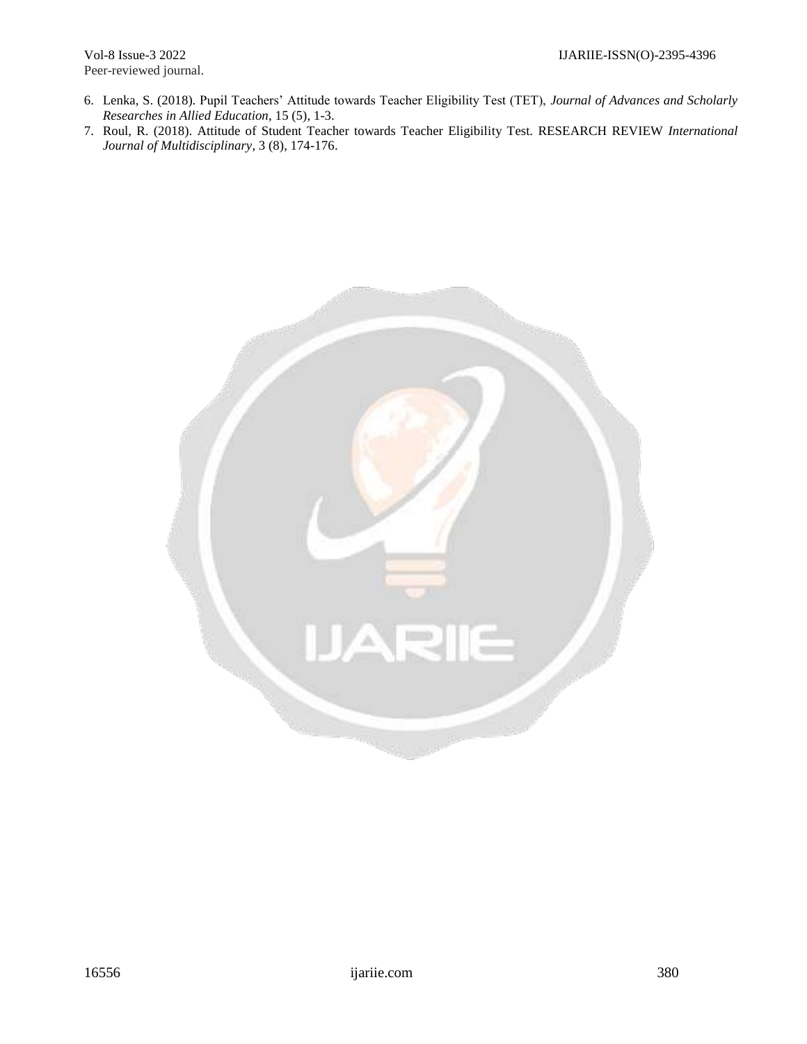6. Lenka, S. (2018). Pupil Teachers' Attitude towards Teacher Eligibility Test (TET), *Journal of Advances and Scholarly Researches in Allied Education*, 15 (5), 1-3.
7. Roul, R. (2018). Attitude of Student Teacher towards Teacher Eligibility Test. RESEARCH REVIEW *International Journal of Multidisciplinary*, 3 (8), 174-176.